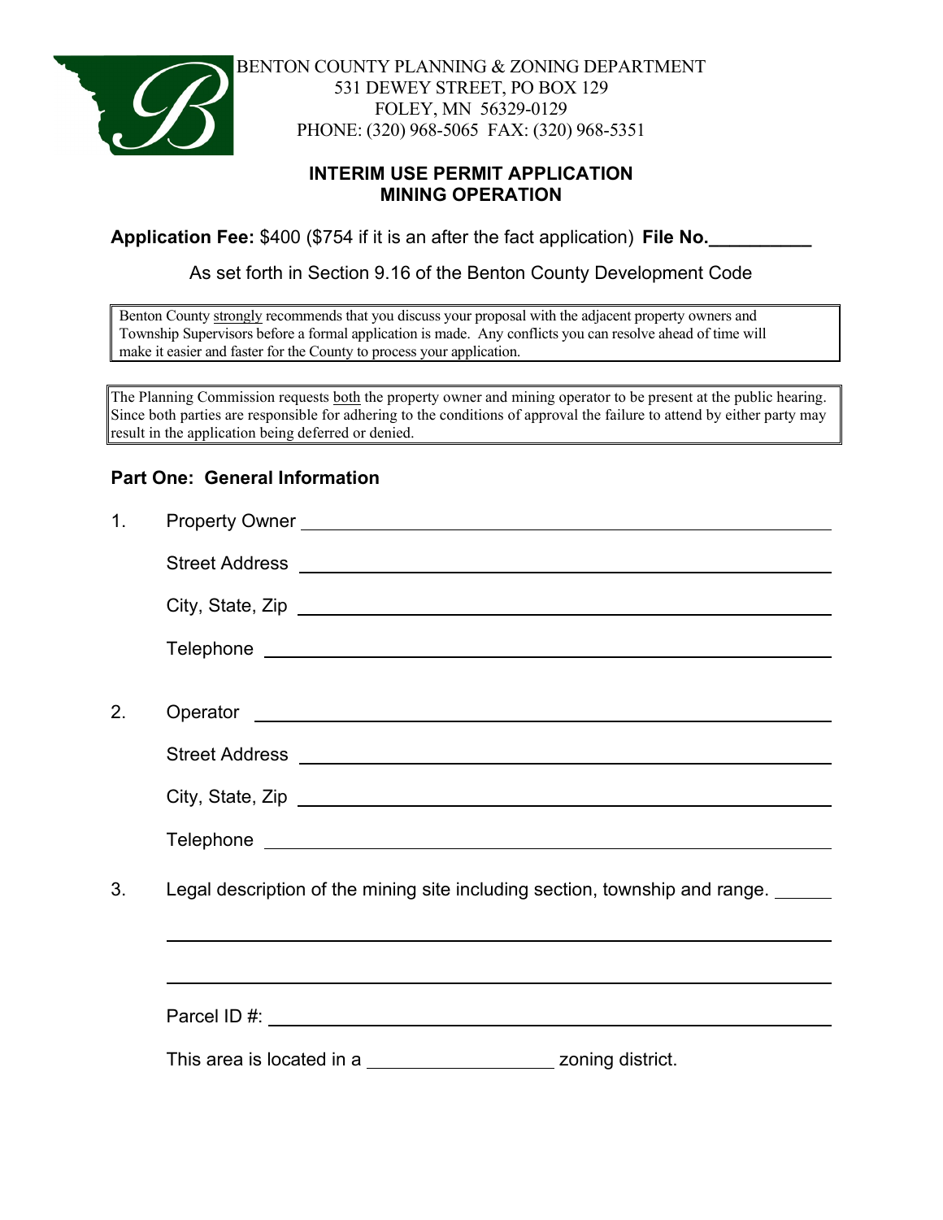BENTON COUNTY PLANNING & ZONING DEPARTMENT
531 DEWEY STREET, PO BOX 129
FOLEY, MN 56329-0129
PHONE: (320) 968-5065 FAX: (320) 968-5351

## INTERIM USE PERMIT APPLICATION
## MINING OPERATION

**Application Fee:** $400 ($754 if it is an after the fact application) **File No.__________**

As set forth in Section 9.16 of the Benton County Development Code

> Benton County strongly recommends that you discuss your proposal with the adjacent property owners and Township Supervisors before a formal application is made. Any conflicts you can resolve ahead of time will make it easier and faster for the County to process your application.

> The Planning Commission requests both the property owner and mining operator to be present at the public hearing. Since both parties are responsible for adhering to the conditions of approval the failure to attend by either party may result in the application being deferred or denied.

### Part One: General Information

1. Property Owner ______________________________________________

   Street Address ______________________________________________

   City, State, Zip ______________________________________________

   Telephone ______________________________________________

2. Operator ______________________________________________

   Street Address ______________________________________________

   City, State, Zip ______________________________________________

   Telephone ______________________________________________

3. Legal description of the mining site including section, township and range. ______

   ______________________________________________

   ______________________________________________

   Parcel ID #: ______________________________________________

   This area is located in a ____________________ zoning district.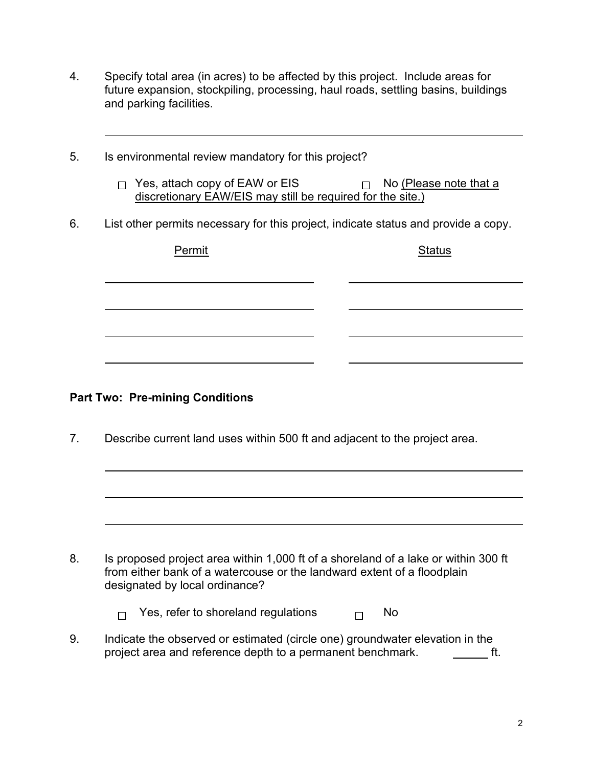4. Specify total area (in acres) to be affected by this project. Include areas for future expansion, stockpiling, processing, haul roads, settling basins, buildings and parking facilities.

\_\_\_\_\_\_\_\_\_\_\_\_\_\_\_\_\_\_\_\_\_\_\_\_\_\_\_\_\_\_\_\_\_\_\_\_\_\_\_\_\_\_\_\_\_\_\_\_\_\_\_\_\_\_\_\_\_\_\_\_\_\_\_\_\_\_\_\_

5. Is environmental review mandatory for this project?

   ☐ Yes, attach copy of EAW or EIS ☐ No <u>(Please note that a discretionary EAW/EIS may still be required for the site.)</u>

6. List other permits necessary for this project, indicate status and provide a copy.

| Permit | Status |
|---|---|
| | |
| | |
| | |
| | |

## Part Two: Pre-mining Conditions

7. Describe current land uses within 500 ft and adjacent to the project area.

\_\_\_\_\_\_\_\_\_\_\_\_\_\_\_\_\_\_\_\_\_\_\_\_\_\_\_\_\_\_\_\_\_\_\_\_\_\_\_\_\_\_\_\_\_\_\_\_\_\_\_\_\_\_\_\_\_\_\_\_\_\_\_\_\_\_\_\_

\_\_\_\_\_\_\_\_\_\_\_\_\_\_\_\_\_\_\_\_\_\_\_\_\_\_\_\_\_\_\_\_\_\_\_\_\_\_\_\_\_\_\_\_\_\_\_\_\_\_\_\_\_\_\_\_\_\_\_\_\_\_\_\_\_\_\_\_

\_\_\_\_\_\_\_\_\_\_\_\_\_\_\_\_\_\_\_\_\_\_\_\_\_\_\_\_\_\_\_\_\_\_\_\_\_\_\_\_\_\_\_\_\_\_\_\_\_\_\_\_\_\_\_\_\_\_\_\_\_\_\_\_\_\_\_\_

8. Is proposed project area within 1,000 ft of a shoreland of a lake or within 300 ft from either bank of a watercouse or the landward extent of a floodplain designated by local ordinance?

   ☐ Yes, refer to shoreland regulations ☐ No

9. Indicate the observed or estimated (circle one) groundwater elevation in the project area and reference depth to a permanent benchmark. \_\_\_\_\_\_ ft.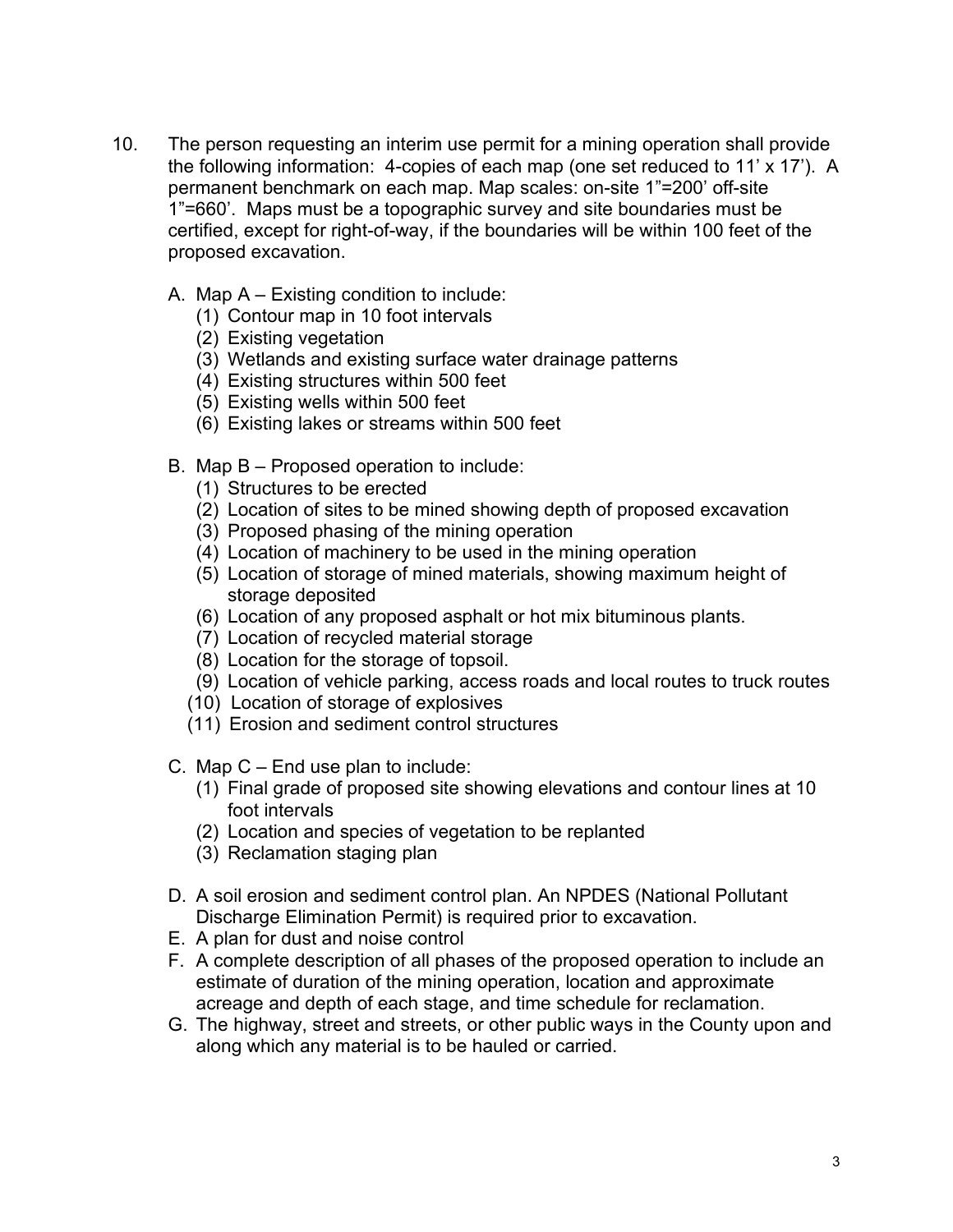10. The person requesting an interim use permit for a mining operation shall provide the following information: 4-copies of each map (one set reduced to 11' x 17'). A permanent benchmark on each map. Map scales: on-site 1"=200' off-site 1"=660'. Maps must be a topographic survey and site boundaries must be certified, except for right-of-way, if the boundaries will be within 100 feet of the proposed excavation.

    A. Map A – Existing condition to include:
        (1) Contour map in 10 foot intervals
        (2) Existing vegetation
        (3) Wetlands and existing surface water drainage patterns
        (4) Existing structures within 500 feet
        (5) Existing wells within 500 feet
        (6) Existing lakes or streams within 500 feet

    B. Map B – Proposed operation to include:
        (1) Structures to be erected
        (2) Location of sites to be mined showing depth of proposed excavation
        (3) Proposed phasing of the mining operation
        (4) Location of machinery to be used in the mining operation
        (5) Location of storage of mined materials, showing maximum height of storage deposited
        (6) Location of any proposed asphalt or hot mix bituminous plants.
        (7) Location of recycled material storage
        (8) Location for the storage of topsoil.
        (9) Location of vehicle parking, access roads and local routes to truck routes
        (10) Location of storage of explosives
        (11) Erosion and sediment control structures

    C. Map C – End use plan to include:
        (1) Final grade of proposed site showing elevations and contour lines at 10 foot intervals
        (2) Location and species of vegetation to be replanted
        (3) Reclamation staging plan

    D. A soil erosion and sediment control plan. An NPDES (National Pollutant Discharge Elimination Permit) is required prior to excavation.
    E. A plan for dust and noise control
    F. A complete description of all phases of the proposed operation to include an estimate of duration of the mining operation, location and approximate acreage and depth of each stage, and time schedule for reclamation.
    G. The highway, street and streets, or other public ways in the County upon and along which any material is to be hauled or carried.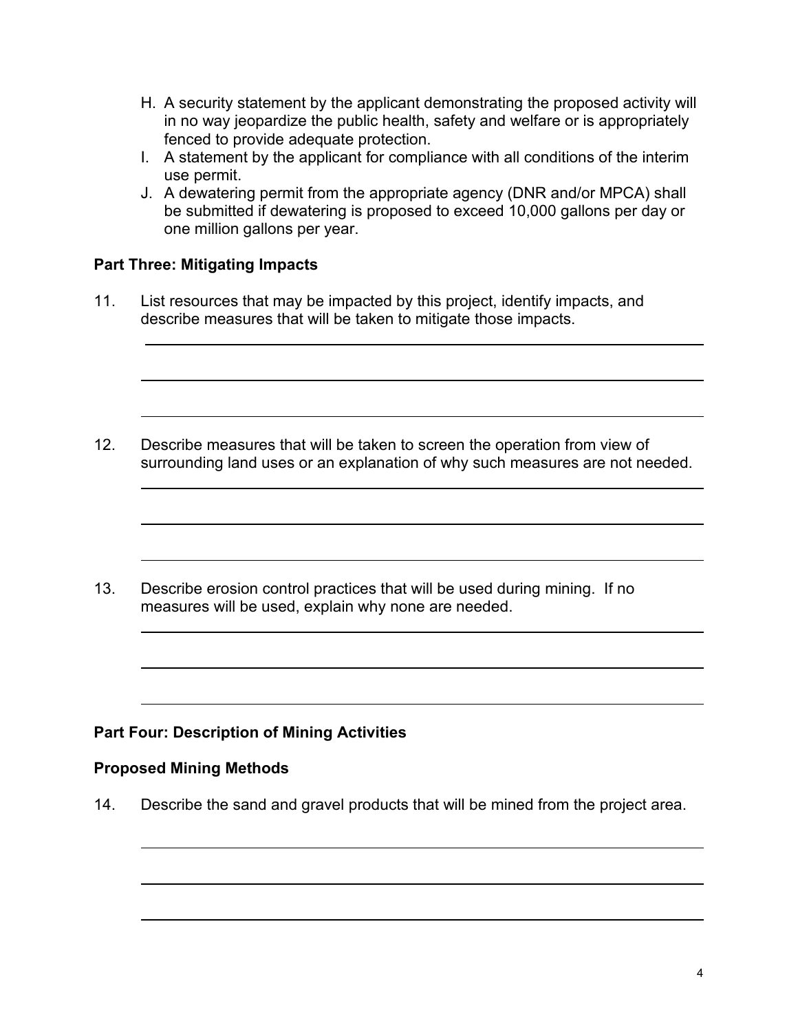H. A security statement by the applicant demonstrating the proposed activity will in no way jeopardize the public health, safety and welfare or is appropriately fenced to provide adequate protection.
I. A statement by the applicant for compliance with all conditions of the interim use permit.
J. A dewatering permit from the appropriate agency (DNR and/or MPCA) shall be submitted if dewatering is proposed to exceed 10,000 gallons per day or one million gallons per year.

**Part Three: Mitigating Impacts**

11. List resources that may be impacted by this project, identify impacts, and describe measures that will be taken to mitigate those impacts.

______________________________________________________________________

______________________________________________________________________

______________________________________________________________________

12. Describe measures that will be taken to screen the operation from view of surrounding land uses or an explanation of why such measures are not needed.

______________________________________________________________________

______________________________________________________________________

______________________________________________________________________

13. Describe erosion control practices that will be used during mining. If no measures will be used, explain why none are needed.

______________________________________________________________________

______________________________________________________________________

______________________________________________________________________

**Part Four: Description of Mining Activities**

**Proposed Mining Methods**

14. Describe the sand and gravel products that will be mined from the project area.

______________________________________________________________________

______________________________________________________________________

______________________________________________________________________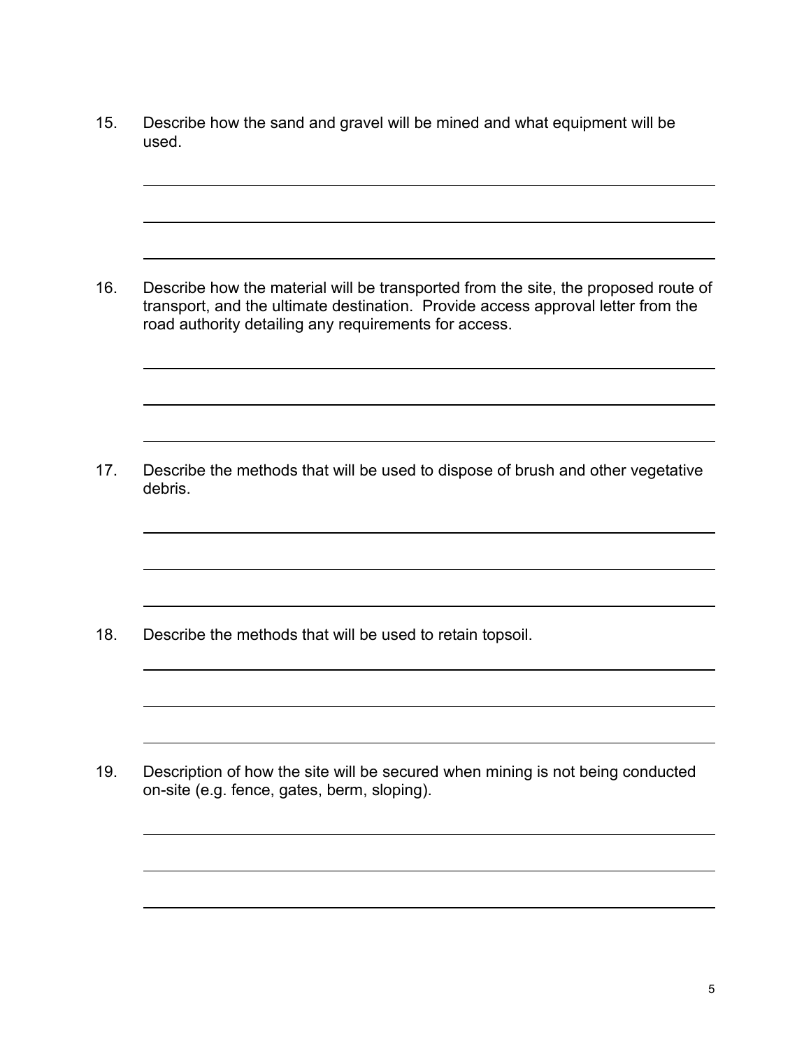15. Describe how the sand and gravel will be mined and what equipment will be used.

_______________________________________________________________

_______________________________________________________________

_______________________________________________________________

16. Describe how the material will be transported from the site, the proposed route of transport, and the ultimate destination. Provide access approval letter from the road authority detailing any requirements for access.

_______________________________________________________________

_______________________________________________________________

_______________________________________________________________

17. Describe the methods that will be used to dispose of brush and other vegetative debris.

_______________________________________________________________

_______________________________________________________________

_______________________________________________________________

18. Describe the methods that will be used to retain topsoil.

_______________________________________________________________

_______________________________________________________________

_______________________________________________________________

19. Description of how the site will be secured when mining is not being conducted on-site (e.g. fence, gates, berm, sloping).

_______________________________________________________________

_______________________________________________________________

_______________________________________________________________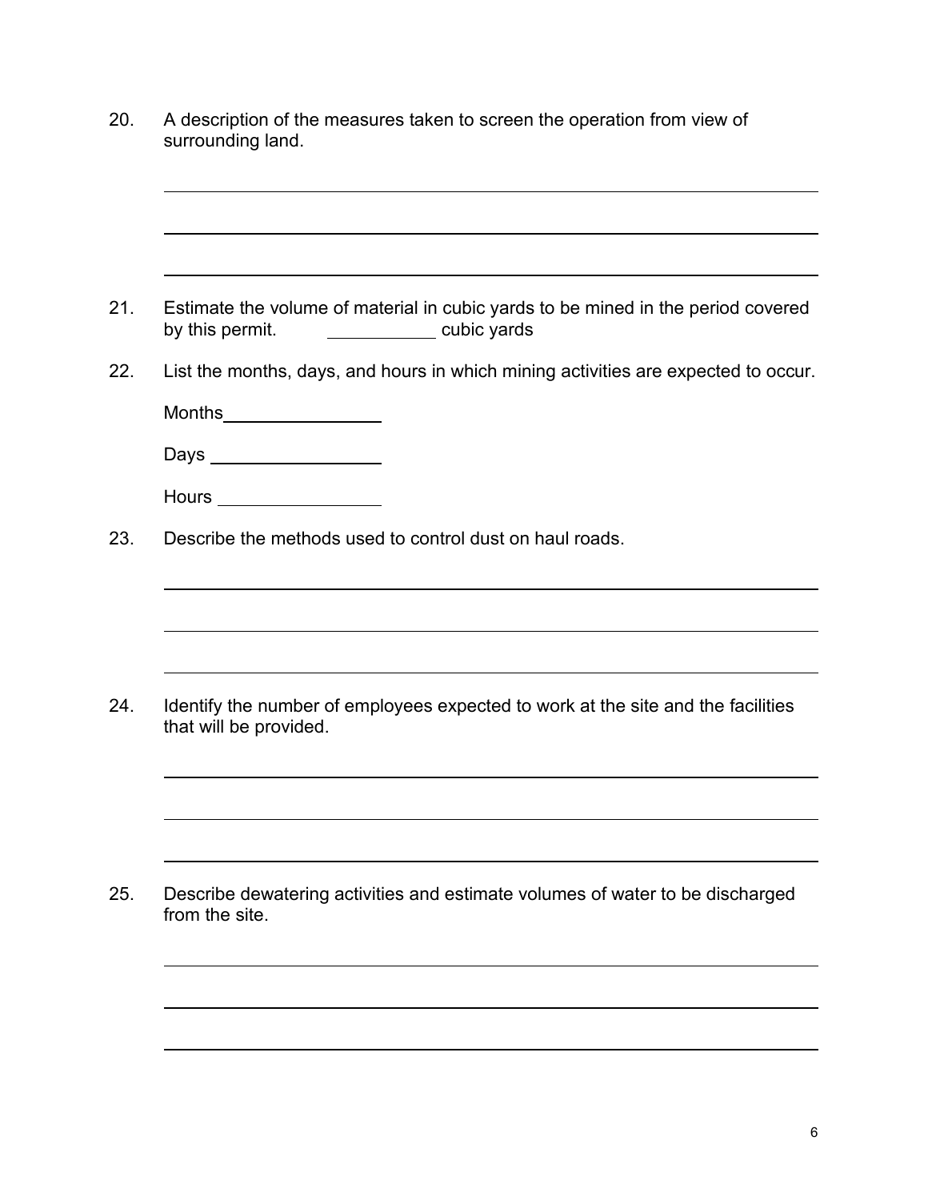20. A description of the measures taken to screen the operation from view of surrounding land.

\_\_\_\_\_\_\_\_\_\_\_\_\_\_\_\_\_\_\_\_\_\_\_\_\_\_\_\_\_\_\_\_\_\_\_\_\_\_\_\_\_\_\_\_\_\_\_\_\_\_\_\_\_\_\_\_\_\_\_\_

\_\_\_\_\_\_\_\_\_\_\_\_\_\_\_\_\_\_\_\_\_\_\_\_\_\_\_\_\_\_\_\_\_\_\_\_\_\_\_\_\_\_\_\_\_\_\_\_\_\_\_\_\_\_\_\_\_\_\_\_

\_\_\_\_\_\_\_\_\_\_\_\_\_\_\_\_\_\_\_\_\_\_\_\_\_\_\_\_\_\_\_\_\_\_\_\_\_\_\_\_\_\_\_\_\_\_\_\_\_\_\_\_\_\_\_\_\_\_\_\_

21. Estimate the volume of material in cubic yards to be mined in the period covered by this permit. \_\_\_\_\_\_\_\_\_\_\_ cubic yards

22. List the months, days, and hours in which mining activities are expected to occur.

    Months\_\_\_\_\_\_\_\_\_\_\_\_\_\_\_\_

    Days \_\_\_\_\_\_\_\_\_\_\_\_\_\_\_\_\_

    Hours \_\_\_\_\_\_\_\_\_\_\_\_\_\_\_\_

23. Describe the methods used to control dust on haul roads.

\_\_\_\_\_\_\_\_\_\_\_\_\_\_\_\_\_\_\_\_\_\_\_\_\_\_\_\_\_\_\_\_\_\_\_\_\_\_\_\_\_\_\_\_\_\_\_\_\_\_\_\_\_\_\_\_\_\_\_\_

\_\_\_\_\_\_\_\_\_\_\_\_\_\_\_\_\_\_\_\_\_\_\_\_\_\_\_\_\_\_\_\_\_\_\_\_\_\_\_\_\_\_\_\_\_\_\_\_\_\_\_\_\_\_\_\_\_\_\_\_

\_\_\_\_\_\_\_\_\_\_\_\_\_\_\_\_\_\_\_\_\_\_\_\_\_\_\_\_\_\_\_\_\_\_\_\_\_\_\_\_\_\_\_\_\_\_\_\_\_\_\_\_\_\_\_\_\_\_\_\_

24. Identify the number of employees expected to work at the site and the facilities that will be provided.

\_\_\_\_\_\_\_\_\_\_\_\_\_\_\_\_\_\_\_\_\_\_\_\_\_\_\_\_\_\_\_\_\_\_\_\_\_\_\_\_\_\_\_\_\_\_\_\_\_\_\_\_\_\_\_\_\_\_\_\_

\_\_\_\_\_\_\_\_\_\_\_\_\_\_\_\_\_\_\_\_\_\_\_\_\_\_\_\_\_\_\_\_\_\_\_\_\_\_\_\_\_\_\_\_\_\_\_\_\_\_\_\_\_\_\_\_\_\_\_\_

\_\_\_\_\_\_\_\_\_\_\_\_\_\_\_\_\_\_\_\_\_\_\_\_\_\_\_\_\_\_\_\_\_\_\_\_\_\_\_\_\_\_\_\_\_\_\_\_\_\_\_\_\_\_\_\_\_\_\_\_

25. Describe dewatering activities and estimate volumes of water to be discharged from the site.

\_\_\_\_\_\_\_\_\_\_\_\_\_\_\_\_\_\_\_\_\_\_\_\_\_\_\_\_\_\_\_\_\_\_\_\_\_\_\_\_\_\_\_\_\_\_\_\_\_\_\_\_\_\_\_\_\_\_\_\_

\_\_\_\_\_\_\_\_\_\_\_\_\_\_\_\_\_\_\_\_\_\_\_\_\_\_\_\_\_\_\_\_\_\_\_\_\_\_\_\_\_\_\_\_\_\_\_\_\_\_\_\_\_\_\_\_\_\_\_\_

\_\_\_\_\_\_\_\_\_\_\_\_\_\_\_\_\_\_\_\_\_\_\_\_\_\_\_\_\_\_\_\_\_\_\_\_\_\_\_\_\_\_\_\_\_\_\_\_\_\_\_\_\_\_\_\_\_\_\_\_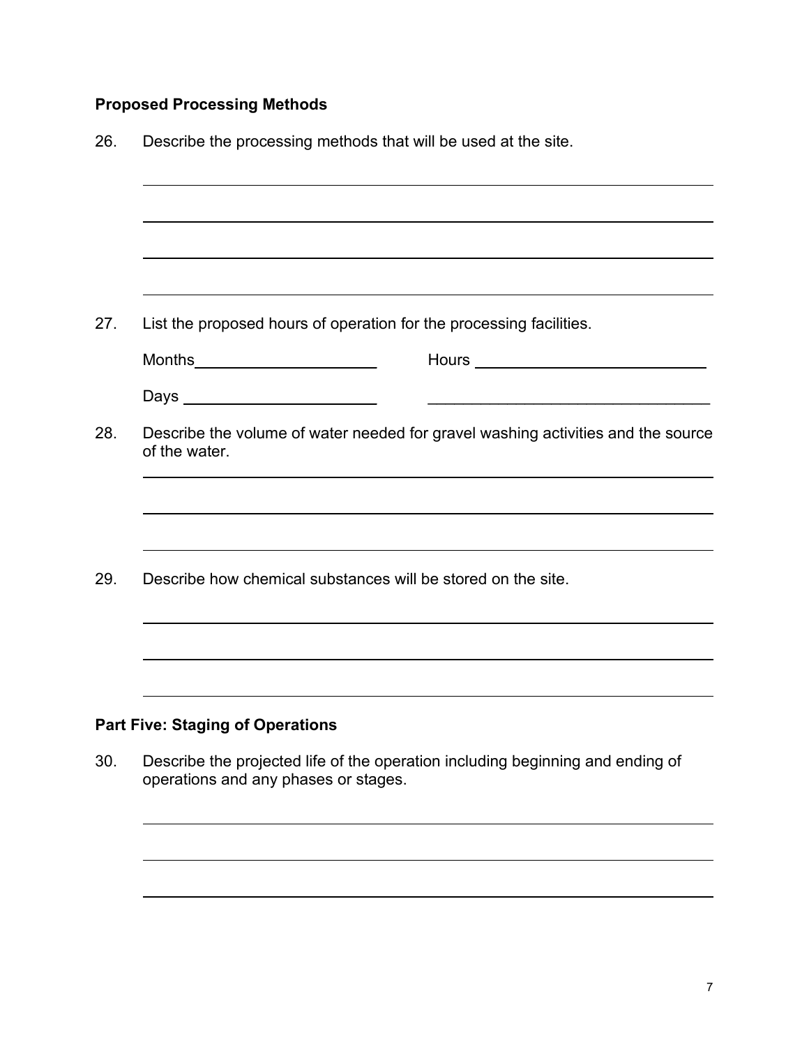**Proposed Processing Methods**

26. Describe the processing methods that will be used at the site.

27. List the proposed hours of operation for the processing facilities.

    Months ____________________ Hours ____________________

    Days ____________________ ____________________

28. Describe the volume of water needed for gravel washing activities and the source of the water.

29. Describe how chemical substances will be stored on the site.

**Part Five: Staging of Operations**

30. Describe the projected life of the operation including beginning and ending of operations and any phases or stages.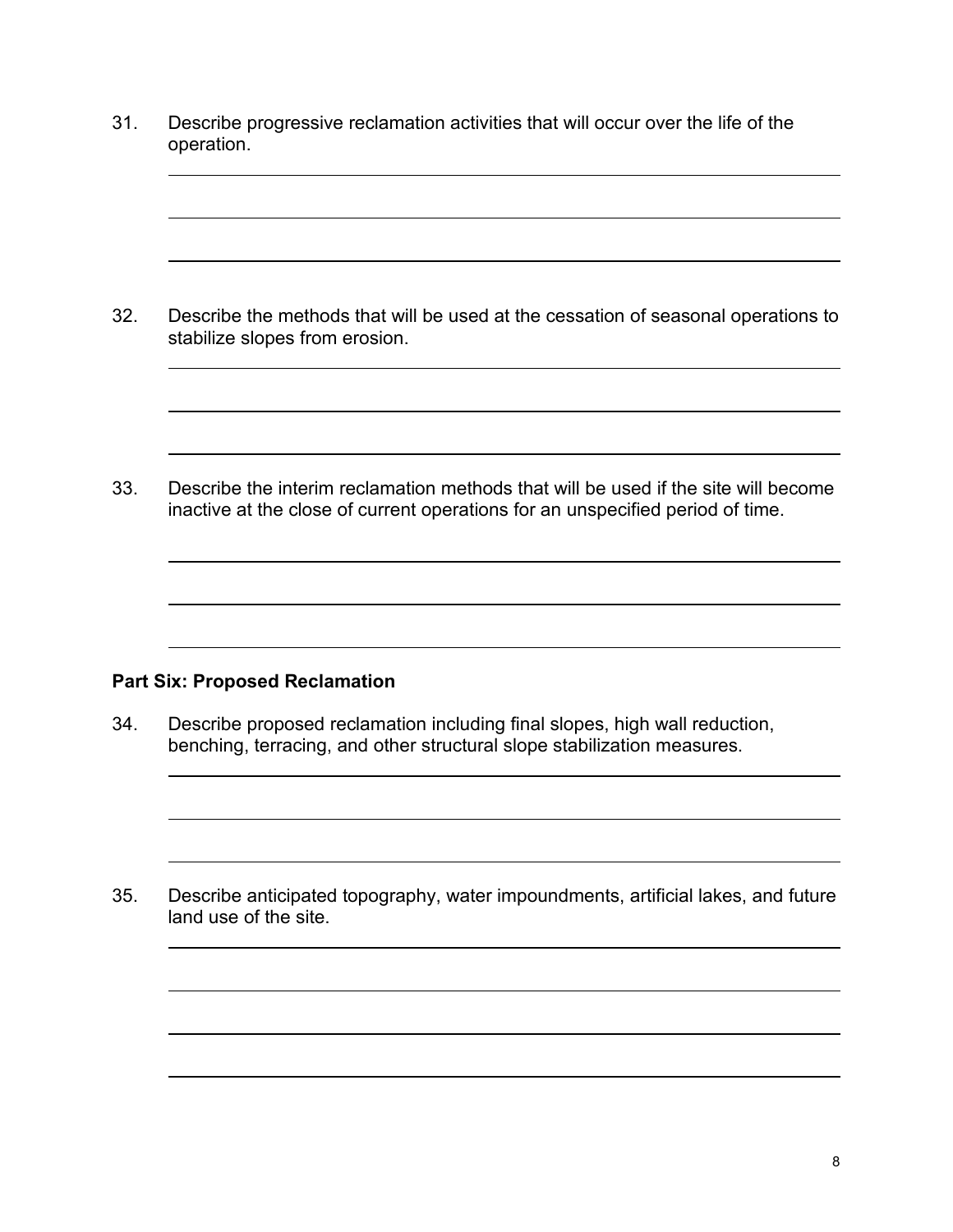31. Describe progressive reclamation activities that will occur over the life of the operation.

\_\_\_\_\_\_\_\_\_\_\_\_\_\_\_\_\_\_\_\_\_\_\_\_\_\_\_\_\_\_\_\_\_\_\_\_\_\_\_\_\_\_\_\_\_\_\_\_\_\_\_\_\_\_\_\_\_\_\_\_

\_\_\_\_\_\_\_\_\_\_\_\_\_\_\_\_\_\_\_\_\_\_\_\_\_\_\_\_\_\_\_\_\_\_\_\_\_\_\_\_\_\_\_\_\_\_\_\_\_\_\_\_\_\_\_\_\_\_\_\_

\_\_\_\_\_\_\_\_\_\_\_\_\_\_\_\_\_\_\_\_\_\_\_\_\_\_\_\_\_\_\_\_\_\_\_\_\_\_\_\_\_\_\_\_\_\_\_\_\_\_\_\_\_\_\_\_\_\_\_\_

32. Describe the methods that will be used at the cessation of seasonal operations to stabilize slopes from erosion.

\_\_\_\_\_\_\_\_\_\_\_\_\_\_\_\_\_\_\_\_\_\_\_\_\_\_\_\_\_\_\_\_\_\_\_\_\_\_\_\_\_\_\_\_\_\_\_\_\_\_\_\_\_\_\_\_\_\_\_\_

\_\_\_\_\_\_\_\_\_\_\_\_\_\_\_\_\_\_\_\_\_\_\_\_\_\_\_\_\_\_\_\_\_\_\_\_\_\_\_\_\_\_\_\_\_\_\_\_\_\_\_\_\_\_\_\_\_\_\_\_

\_\_\_\_\_\_\_\_\_\_\_\_\_\_\_\_\_\_\_\_\_\_\_\_\_\_\_\_\_\_\_\_\_\_\_\_\_\_\_\_\_\_\_\_\_\_\_\_\_\_\_\_\_\_\_\_\_\_\_\_

33. Describe the interim reclamation methods that will be used if the site will become inactive at the close of current operations for an unspecified period of time.

\_\_\_\_\_\_\_\_\_\_\_\_\_\_\_\_\_\_\_\_\_\_\_\_\_\_\_\_\_\_\_\_\_\_\_\_\_\_\_\_\_\_\_\_\_\_\_\_\_\_\_\_\_\_\_\_\_\_\_\_

\_\_\_\_\_\_\_\_\_\_\_\_\_\_\_\_\_\_\_\_\_\_\_\_\_\_\_\_\_\_\_\_\_\_\_\_\_\_\_\_\_\_\_\_\_\_\_\_\_\_\_\_\_\_\_\_\_\_\_\_

\_\_\_\_\_\_\_\_\_\_\_\_\_\_\_\_\_\_\_\_\_\_\_\_\_\_\_\_\_\_\_\_\_\_\_\_\_\_\_\_\_\_\_\_\_\_\_\_\_\_\_\_\_\_\_\_\_\_\_\_

**Part Six: Proposed Reclamation**

34. Describe proposed reclamation including final slopes, high wall reduction, benching, terracing, and other structural slope stabilization measures.

\_\_\_\_\_\_\_\_\_\_\_\_\_\_\_\_\_\_\_\_\_\_\_\_\_\_\_\_\_\_\_\_\_\_\_\_\_\_\_\_\_\_\_\_\_\_\_\_\_\_\_\_\_\_\_\_\_\_\_\_

\_\_\_\_\_\_\_\_\_\_\_\_\_\_\_\_\_\_\_\_\_\_\_\_\_\_\_\_\_\_\_\_\_\_\_\_\_\_\_\_\_\_\_\_\_\_\_\_\_\_\_\_\_\_\_\_\_\_\_\_

\_\_\_\_\_\_\_\_\_\_\_\_\_\_\_\_\_\_\_\_\_\_\_\_\_\_\_\_\_\_\_\_\_\_\_\_\_\_\_\_\_\_\_\_\_\_\_\_\_\_\_\_\_\_\_\_\_\_\_\_

35. Describe anticipated topography, water impoundments, artificial lakes, and future land use of the site.

\_\_\_\_\_\_\_\_\_\_\_\_\_\_\_\_\_\_\_\_\_\_\_\_\_\_\_\_\_\_\_\_\_\_\_\_\_\_\_\_\_\_\_\_\_\_\_\_\_\_\_\_\_\_\_\_\_\_\_\_

\_\_\_\_\_\_\_\_\_\_\_\_\_\_\_\_\_\_\_\_\_\_\_\_\_\_\_\_\_\_\_\_\_\_\_\_\_\_\_\_\_\_\_\_\_\_\_\_\_\_\_\_\_\_\_\_\_\_\_\_

\_\_\_\_\_\_\_\_\_\_\_\_\_\_\_\_\_\_\_\_\_\_\_\_\_\_\_\_\_\_\_\_\_\_\_\_\_\_\_\_\_\_\_\_\_\_\_\_\_\_\_\_\_\_\_\_\_\_\_\_

\_\_\_\_\_\_\_\_\_\_\_\_\_\_\_\_\_\_\_\_\_\_\_\_\_\_\_\_\_\_\_\_\_\_\_\_\_\_\_\_\_\_\_\_\_\_\_\_\_\_\_\_\_\_\_\_\_\_\_\_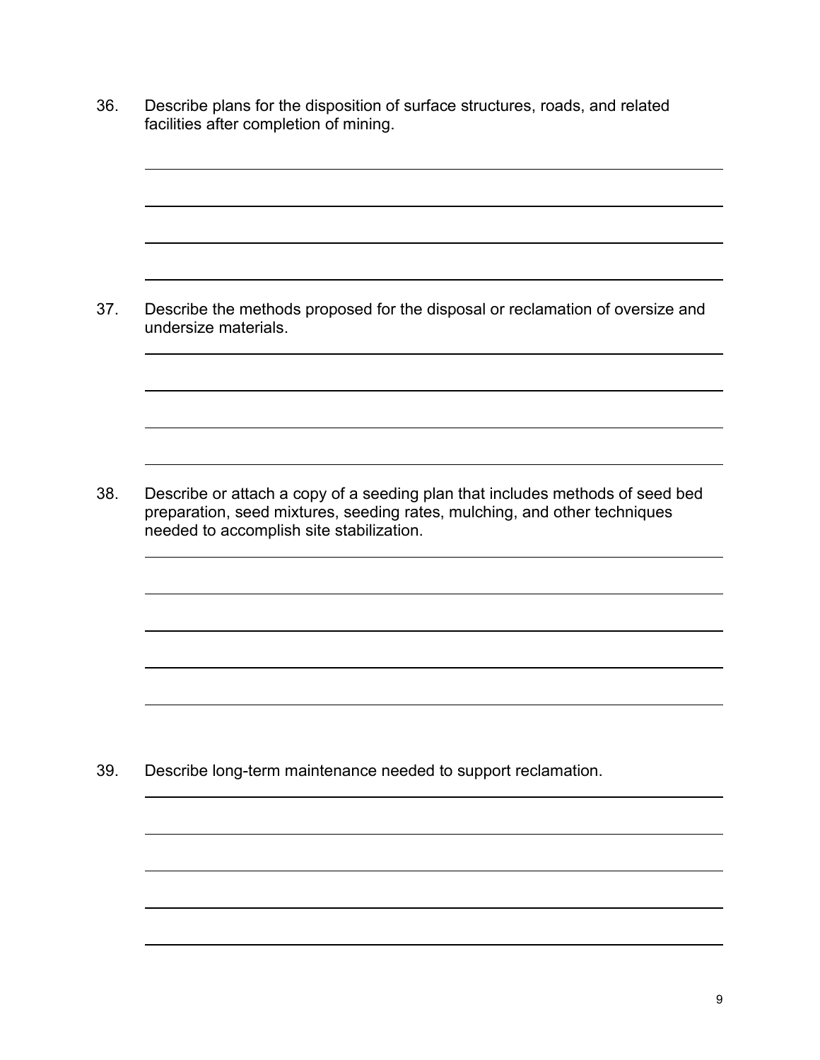36. Describe plans for the disposition of surface structures, roads, and related facilities after completion of mining.

37. Describe the methods proposed for the disposal or reclamation of oversize and undersize materials.

38. Describe or attach a copy of a seeding plan that includes methods of seed bed preparation, seed mixtures, seeding rates, mulching, and other techniques needed to accomplish site stabilization.

39. Describe long-term maintenance needed to support reclamation.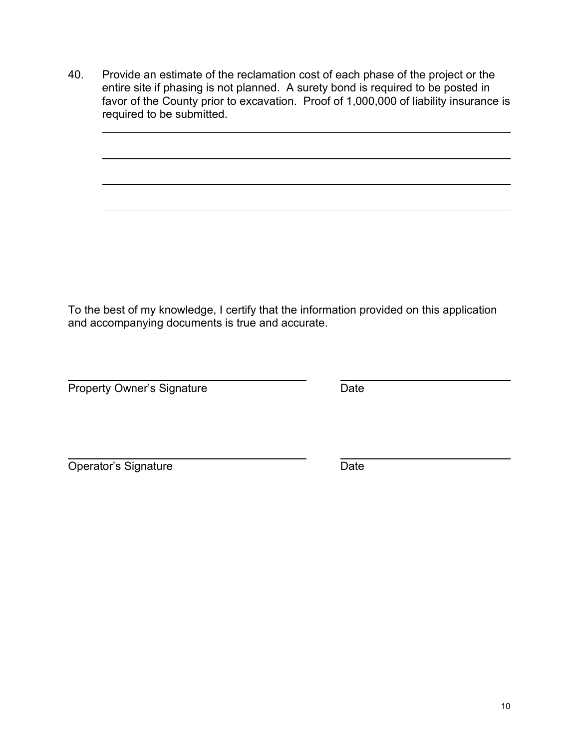40. Provide an estimate of the reclamation cost of each phase of the project or the entire site if phasing is not planned. A surety bond is required to be posted in favor of the County prior to excavation. Proof of 1,000,000 of liability insurance is required to be submitted.

\_\_\_\_\_\_\_\_\_\_\_\_\_\_\_\_\_\_\_\_\_\_\_\_\_\_\_\_\_\_\_\_\_\_\_\_\_\_\_\_\_\_\_\_\_\_\_\_\_\_\_\_\_\_\_\_

\_\_\_\_\_\_\_\_\_\_\_\_\_\_\_\_\_\_\_\_\_\_\_\_\_\_\_\_\_\_\_\_\_\_\_\_\_\_\_\_\_\_\_\_\_\_\_\_\_\_\_\_\_\_\_\_

\_\_\_\_\_\_\_\_\_\_\_\_\_\_\_\_\_\_\_\_\_\_\_\_\_\_\_\_\_\_\_\_\_\_\_\_\_\_\_\_\_\_\_\_\_\_\_\_\_\_\_\_\_\_\_\_

\_\_\_\_\_\_\_\_\_\_\_\_\_\_\_\_\_\_\_\_\_\_\_\_\_\_\_\_\_\_\_\_\_\_\_\_\_\_\_\_\_\_\_\_\_\_\_\_\_\_\_\_\_\_\_\_

To the best of my knowledge, I certify that the information provided on this application and accompanying documents is true and accurate.

\_\_\_\_\_\_\_\_\_\_\_\_\_\_\_\_\_\_\_\_\_\_\_\_\_\_\_\_\_\_\_\_ \_\_\_\_\_\_\_\_\_\_\_\_\_\_\_\_\_\_\_\_\_\_\_\_
Property Owner's Signature Date

\_\_\_\_\_\_\_\_\_\_\_\_\_\_\_\_\_\_\_\_\_\_\_\_\_\_\_\_\_\_\_\_ \_\_\_\_\_\_\_\_\_\_\_\_\_\_\_\_\_\_\_\_\_\_\_\_
Operator's Signature Date